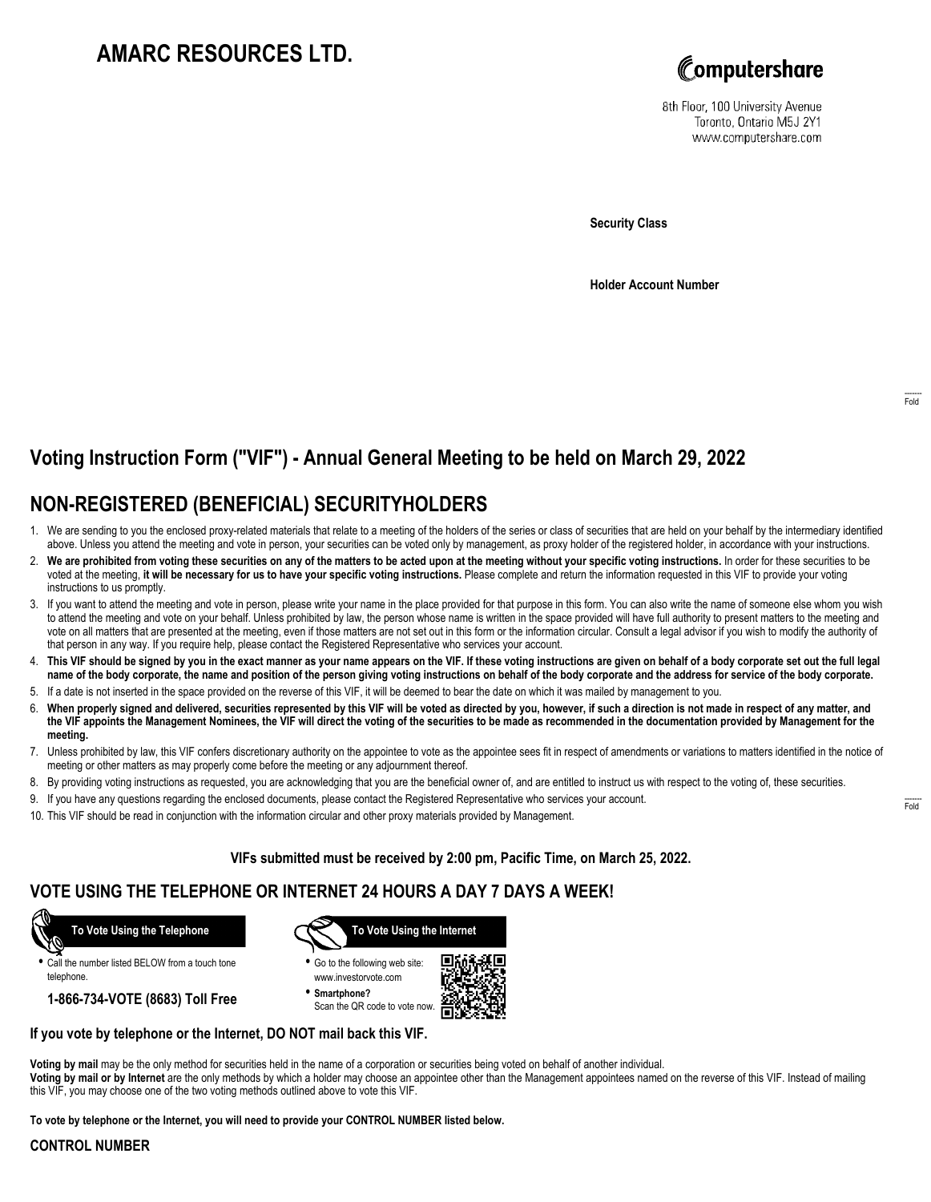# AMARC RESOURCES LTD.

Computershare

8th Floor, 100 University Avenue
Toronto, Ontario M5J 2Y1
www.computershare.com

**Security Class**

**Holder Account Number**

Fold

## Voting Instruction Form ("VIF") - Annual General Meeting to be held on March 29, 2022

## NON-REGISTERED (BENEFICIAL) SECURITYHOLDERS

1. We are sending to you the enclosed proxy-related materials that relate to a meeting of the holders of the series or class of securities that are held on your behalf by the intermediary identified above. Unless you attend the meeting and vote in person, your securities can be voted only by management, as proxy holder of the registered holder, in accordance with your instructions.
2. **We are prohibited from voting these securities on any of the matters to be acted upon at the meeting without your specific voting instructions.** In order for these securities to be voted at the meeting, **it will be necessary for us to have your specific voting instructions.** Please complete and return the information requested in this VIF to provide your voting instructions to us promptly.
3. If you want to attend the meeting and vote in person, please write your name in the place provided for that purpose in this form. You can also write the name of someone else whom you wish to attend the meeting and vote on your behalf. Unless prohibited by law, the person whose name is written in the space provided will have full authority to present matters to the meeting and vote on all matters that are presented at the meeting, even if those matters are not set out in this form or the information circular. Consult a legal advisor if you wish to modify the authority of that person in any way. If you require help, please contact the Registered Representative who services your account.
4. **This VIF should be signed by you in the exact manner as your name appears on the VIF. If these voting instructions are given on behalf of a body corporate set out the full legal name of the body corporate, the name and position of the person giving voting instructions on behalf of the body corporate and the address for service of the body corporate.**
5. If a date is not inserted in the space provided on the reverse of this VIF, it will be deemed to bear the date on which it was mailed by management to you.
6. **When properly signed and delivered, securities represented by this VIF will be voted as directed by you, however, if such a direction is not made in respect of any matter, and the VIF appoints the Management Nominees, the VIF will direct the voting of the securities to be made as recommended in the documentation provided by Management for the meeting.**
7. Unless prohibited by law, this VIF confers discretionary authority on the appointee to vote as the appointee sees fit in respect of amendments or variations to matters identified in the notice of meeting or other matters as may properly come before the meeting or any adjournment thereof.
8. By providing voting instructions as requested, you are acknowledging that you are the beneficial owner of, and are entitled to instruct us with respect to the voting of, these securities.
9. If you have any questions regarding the enclosed documents, please contact the Registered Representative who services your account.
10. This VIF should be read in conjunction with the information circular and other proxy materials provided by Management.

Fold

**VIFs submitted must be received by 2:00 pm, Pacific Time, on March 25, 2022.**

## VOTE USING THE TELEPHONE OR INTERNET 24 HOURS A DAY 7 DAYS A WEEK!

**To Vote Using the Telephone**

- Call the number listed BELOW from a touch tone telephone.

**1-866-734-VOTE (8683) Toll Free**

**To Vote Using the Internet**

- Go to the following web site: www.investorvote.com
- **Smartphone?** Scan the QR code to vote now.

**If you vote by telephone or the Internet, DO NOT mail back this VIF.**

**Voting by mail** may be the only method for securities held in the name of a corporation or securities being voted on behalf of another individual.
**Voting by mail or by Internet** are the only methods by which a holder may choose an appointee other than the Management appointees named on the reverse of this VIF. Instead of mailing this VIF, you may choose one of the two voting methods outlined above to vote this VIF.

**To vote by telephone or the Internet, you will need to provide your CONTROL NUMBER listed below.**

**CONTROL NUMBER**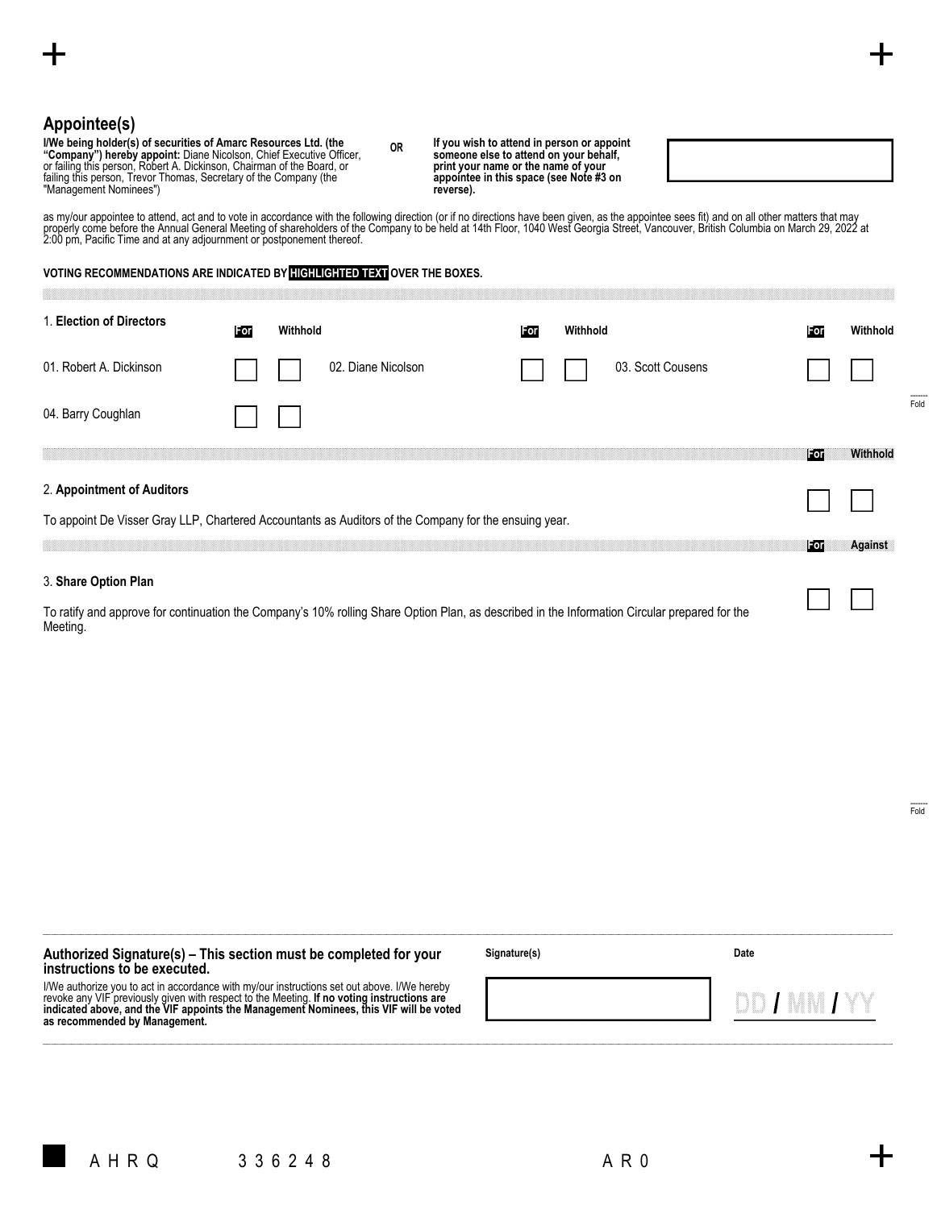## Appointee(s)

**I/We being holder(s) of securities of Amarc Resources Ltd. (the "Company") hereby appoint:** Diane Nicolson, Chief Executive Officer, or failing this person, Robert A. Dickinson, Chairman of the Board, or failing this person, Trevor Thomas, Secretary of the Company (the "Management Nominees")

**OR**

**If you wish to attend in person or appoint someone else to attend on your behalf, print your name or the name of your appointee in this space (see Note #3 on reverse).**

as my/our appointee to attend, act and to vote in accordance with the following direction (or if no directions have been given, as the appointee sees fit) and on all other matters that may properly come before the Annual General Meeting of shareholders of the Company to be held at 14th Floor, 1040 West Georgia Street, Vancouver, British Columbia on March 29, 2022 at 2:00 pm, Pacific Time and at any adjournment or postponement thereof.

**VOTING RECOMMENDATIONS ARE INDICATED BY HIGHLIGHTED TEXT OVER THE BOXES.**

### 1. Election of Directors

| | For | Withhold | | For | Withhold | | For | Withhold |
|---|---|---|---|---|---|---|---|---|
| 01. Robert A. Dickinson | ☐ | ☐ | 02. Diane Nicolson | ☐ | ☐ | 03. Scott Cousens | ☐ | ☐ |
| 04. Barry Coughlan | ☐ | ☐ | | | | | | |

### 2. Appointment of Auditors

To appoint De Visser Gray LLP, Chartered Accountants as Auditors of the Company for the ensuing year.

For ☐ Withhold ☐

### 3. Share Option Plan

To ratify and approve for continuation the Company's 10% rolling Share Option Plan, as described in the Information Circular prepared for the Meeting.

For ☐ Against ☐

**Authorized Signature(s) – This section must be completed for your instructions to be executed.**

I/We authorize you to act in accordance with my/our instructions set out above. I/We hereby revoke any VIF previously given with respect to the Meeting. **If no voting instructions are indicated above, and the VIF appoints the Management Nominees, this VIF will be voted as recommended by Management.**

Signature(s)

Date

DD / MM / YY

AHRQ 336248 AR0